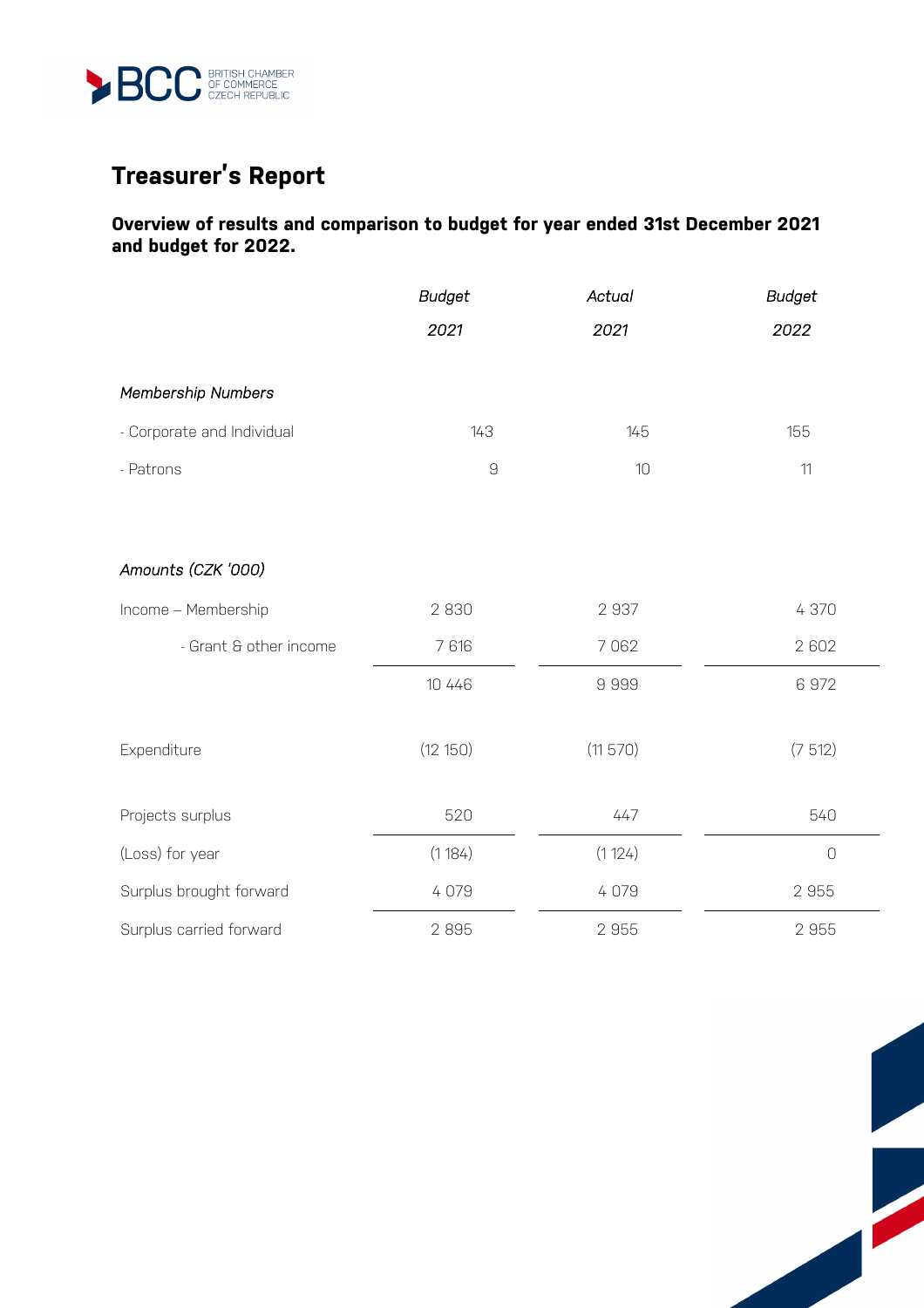# Treasurer's Report

**Overview of results and comparison to budget for year ended 31st December 2021 and budget for 2022.**

| | *Budget 2021* | *Actual 2021* | *Budget 2022* |
|---|---|---|---|
| *Membership Numbers* | | | |
| - Corporate and Individual | 143 | 145 | 155 |
| - Patrons | 9 | 10 | 11 |
| *Amounts (CZK '000)* | | | |
| Income – Membership | 2 830 | 2 937 | 4 370 |
| - Grant & other income | 7 616 | 7 062 | 2 602 |
| | 10 446 | 9 999 | 6 972 |
| Expenditure | (12 150) | (11 570) | (7 512) |
| Projects surplus | 520 | 447 | 540 |
| (Loss) for year | (1 184) | (1 124) | 0 |
| Surplus brought forward | 4 079 | 4 079 | 2 955 |
| Surplus carried forward | 2 895 | 2 955 | 2 955 |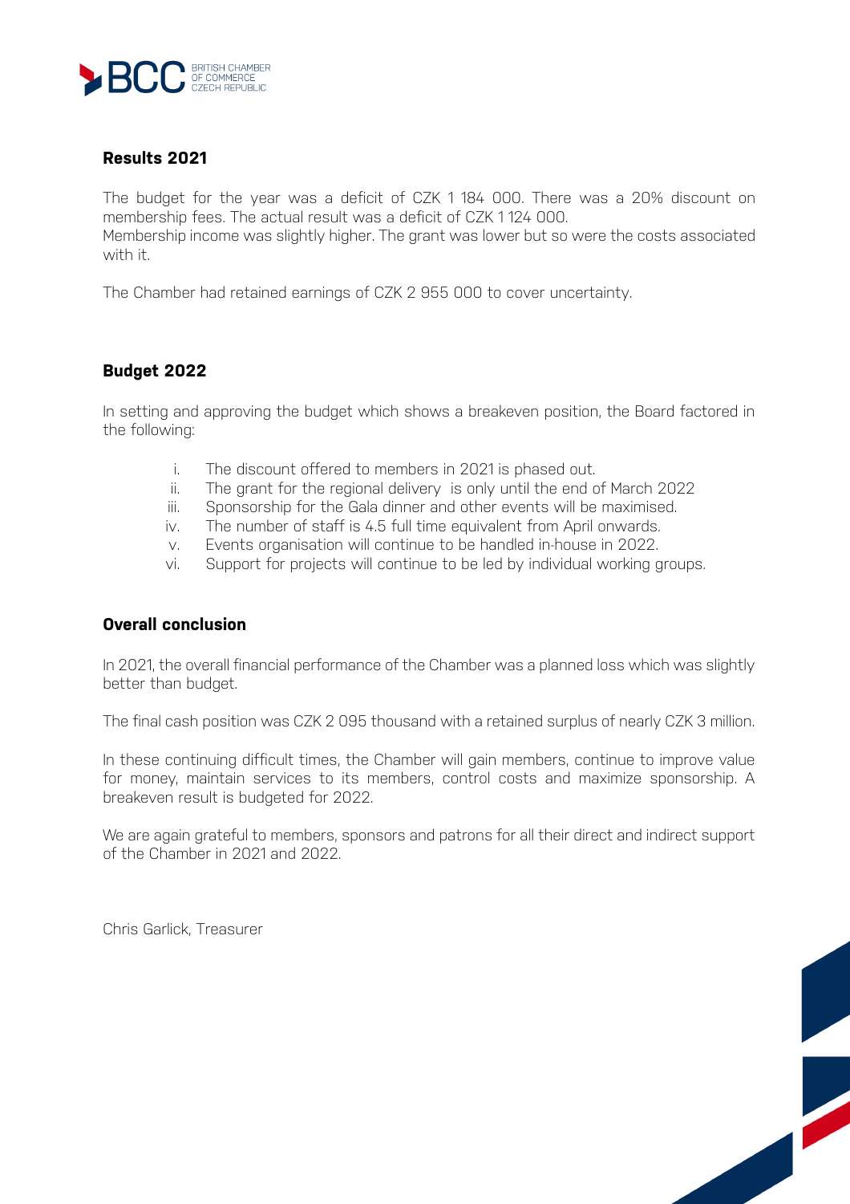## Results 2021

The budget for the year was a deficit of CZK 1 184 000. There was a 20% discount on membership fees. The actual result was a deficit of CZK 1 124 000.
Membership income was slightly higher. The grant was lower but so were the costs associated with it.

The Chamber had retained earnings of CZK 2 955 000 to cover uncertainty.

## Budget 2022

In setting and approving the budget which shows a breakeven position, the Board factored in the following:

i. The discount offered to members in 2021 is phased out.
ii. The grant for the regional delivery is only until the end of March 2022
iii. Sponsorship for the Gala dinner and other events will be maximised.
iv. The number of staff is 4.5 full time equivalent from April onwards.
v. Events organisation will continue to be handled in-house in 2022.
vi. Support for projects will continue to be led by individual working groups.

## Overall conclusion

In 2021, the overall financial performance of the Chamber was a planned loss which was slightly better than budget.

The final cash position was CZK 2 095 thousand with a retained surplus of nearly CZK 3 million.

In these continuing difficult times, the Chamber will gain members, continue to improve value for money, maintain services to its members, control costs and maximize sponsorship. A breakeven result is budgeted for 2022.

We are again grateful to members, sponsors and patrons for all their direct and indirect support of the Chamber in 2021 and 2022.

Chris Garlick, Treasurer